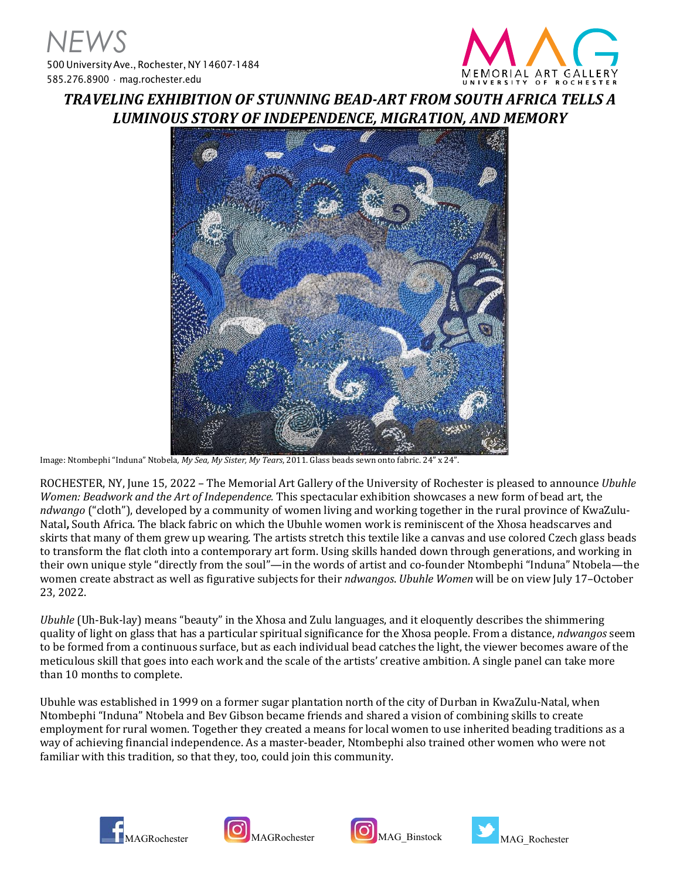# NEWS

500 University Ave., Rochester, NY 14607-1484
585.276.8900 · mag.rochester.edu

MAG MEMORIAL ART GALLERY UNIVERSITY OF ROCHESTER

## *TRAVELING EXHIBITION OF STUNNING BEAD-ART FROM SOUTH AFRICA TELLS A LUMINOUS STORY OF INDEPENDENCE, MIGRATION, AND MEMORY*

Image: Ntombephi "Induna" Ntobela, *My Sea, My Sister, My Tears*, 2011. Glass beads sewn onto fabric. 24" x 24".

ROCHESTER, NY, June 15, 2022 – The Memorial Art Gallery of the University of Rochester is pleased to announce *Ubuhle Women: Beadwork and the Art of Independence.* This spectacular exhibition showcases a new form of bead art, the *ndwango* ("cloth"), developed by a community of women living and working together in the rural province of KwaZulu-Natal**,** South Africa. The black fabric on which the Ubuhle women work is reminiscent of the Xhosa headscarves and skirts that many of them grew up wearing. The artists stretch this textile like a canvas and use colored Czech glass beads to transform the flat cloth into a contemporary art form. Using skills handed down through generations, and working in their own unique style "directly from the soul"—in the words of artist and co-founder Ntombephi "Induna" Ntobela—the women create abstract as well as figurative subjects for their *ndwangos*. *Ubuhle Women* will be on view July 17–October 23, 2022.

*Ubuhle* (Uh-Buk-lay) means "beauty" in the Xhosa and Zulu languages, and it eloquently describes the shimmering quality of light on glass that has a particular spiritual significance for the Xhosa people. From a distance, *ndwangos* seem to be formed from a continuous surface, but as each individual bead catches the light, the viewer becomes aware of the meticulous skill that goes into each work and the scale of the artists' creative ambition. A single panel can take more than 10 months to complete.

Ubuhle was established in 1999 on a former sugar plantation north of the city of Durban in KwaZulu-Natal, when Ntombephi "Induna" Ntobela and Bev Gibson became friends and shared a vision of combining skills to create employment for rural women. Together they created a means for local women to use inherited beading traditions as a way of achieving financial independence. As a master-beader, Ntombephi also trained other women who were not familiar with this tradition, so that they, too, could join this community.

MAGRochester MAGRochester MAG_Binstock MAG_Rochester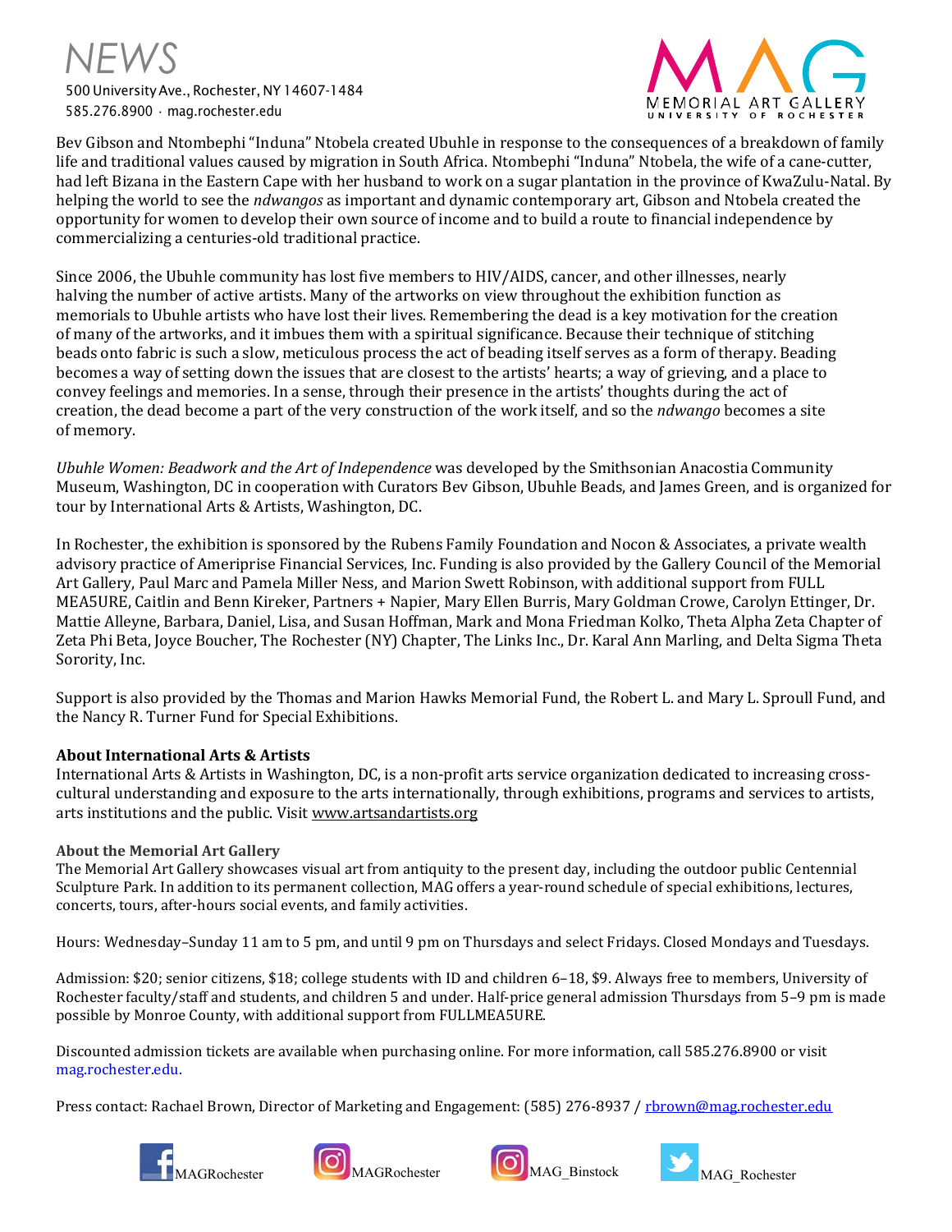Bev Gibson and Ntombephi "Induna" Ntobela created Ubuhle in response to the consequences of a breakdown of family life and traditional values caused by migration in South Africa. Ntombephi "Induna" Ntobela, the wife of a cane-cutter, had left Bizana in the Eastern Cape with her husband to work on a sugar plantation in the province of KwaZulu-Natal. By helping the world to see the *ndwangos* as important and dynamic contemporary art, Gibson and Ntobela created the opportunity for women to develop their own source of income and to build a route to financial independence by commercializing a centuries-old traditional practice.

Since 2006, the Ubuhle community has lost five members to HIV/AIDS, cancer, and other illnesses, nearly halving the number of active artists. Many of the artworks on view throughout the exhibition function as memorials to Ubuhle artists who have lost their lives. Remembering the dead is a key motivation for the creation of many of the artworks, and it imbues them with a spiritual significance. Because their technique of stitching beads onto fabric is such a slow, meticulous process the act of beading itself serves as a form of therapy. Beading becomes a way of setting down the issues that are closest to the artists' hearts; a way of grieving, and a place to convey feelings and memories. In a sense, through their presence in the artists' thoughts during the act of creation, the dead become a part of the very construction of the work itself, and so the *ndwango* becomes a site of memory.

*Ubuhle Women: Beadwork and the Art of Independence* was developed by the Smithsonian Anacostia Community Museum, Washington, DC in cooperation with Curators Bev Gibson, Ubuhle Beads, and James Green, and is organized for tour by International Arts & Artists, Washington, DC.

In Rochester, the exhibition is sponsored by the Rubens Family Foundation and Nocon & Associates, a private wealth advisory practice of Ameriprise Financial Services, Inc. Funding is also provided by the Gallery Council of the Memorial Art Gallery, Paul Marc and Pamela Miller Ness, and Marion Swett Robinson, with additional support from FULL MEA5URE, Caitlin and Benn Kireker, Partners + Napier, Mary Ellen Burris, Mary Goldman Crowe, Carolyn Ettinger, Dr. Mattie Alleyne, Barbara, Daniel, Lisa, and Susan Hoffman, Mark and Mona Friedman Kolko, Theta Alpha Zeta Chapter of Zeta Phi Beta, Joyce Boucher, The Rochester (NY) Chapter, The Links Inc., Dr. Karal Ann Marling, and Delta Sigma Theta Sorority, Inc.

Support is also provided by the Thomas and Marion Hawks Memorial Fund, the Robert L. and Mary L. Sproull Fund, and the Nancy R. Turner Fund for Special Exhibitions.

**About International Arts & Artists**

International Arts & Artists in Washington, DC, is a non-profit arts service organization dedicated to increasing cross-cultural understanding and exposure to the arts internationally, through exhibitions, programs and services to artists, arts institutions and the public. Visit www.artsandartists.org

**About the Memorial Art Gallery**

The Memorial Art Gallery showcases visual art from antiquity to the present day, including the outdoor public Centennial Sculpture Park. In addition to its permanent collection, MAG offers a year-round schedule of special exhibitions, lectures, concerts, tours, after-hours social events, and family activities.

Hours: Wednesday–Sunday 11 am to 5 pm, and until 9 pm on Thursdays and select Fridays. Closed Mondays and Tuesdays.

Admission: $20; senior citizens, $18; college students with ID and children 6–18, $9. Always free to members, University of Rochester faculty/staff and students, and children 5 and under. Half-price general admission Thursdays from 5–9 pm is made possible by Monroe County, with additional support from FULLMEA5URE.

Discounted admission tickets are available when purchasing online. For more information, call 585.276.8900 or visit mag.rochester.edu.

Press contact: Rachael Brown, Director of Marketing and Engagement: (585) 276-8937 / rbrown@mag.rochester.edu

MAGRochester MAGRochester MAG_Binstock MAG_Rochester